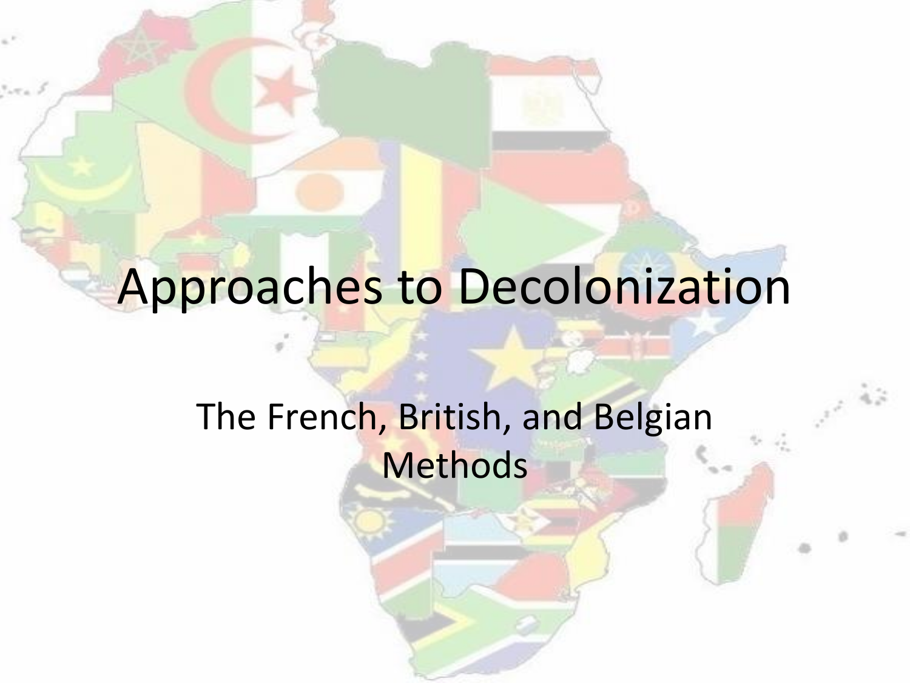# Approaches to Decolonization

The French, British, and Belgian Methods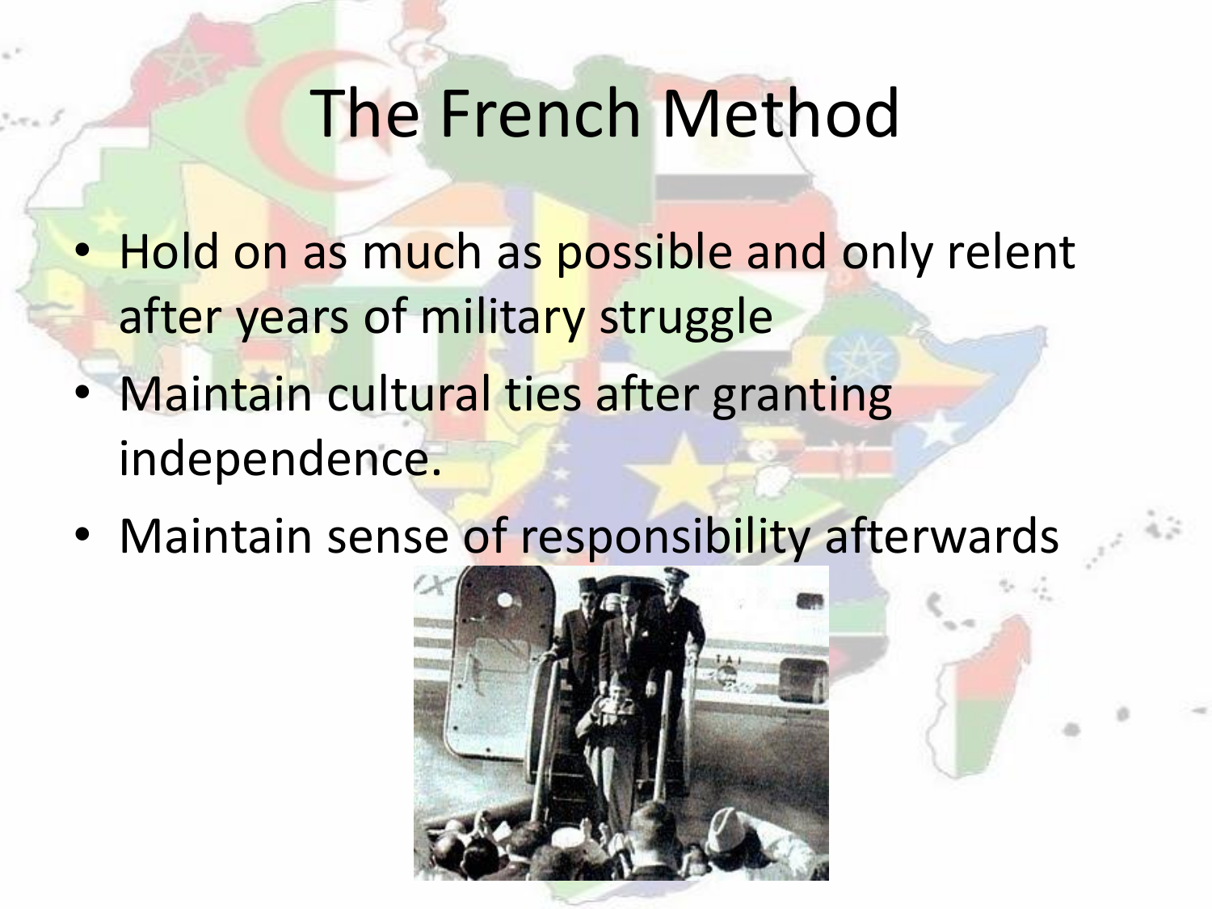# The French Method

- Hold on as much as possible and only relent after years of military struggle
- Maintain cultural ties after granting independence.
- Maintain sense of responsibility afterwards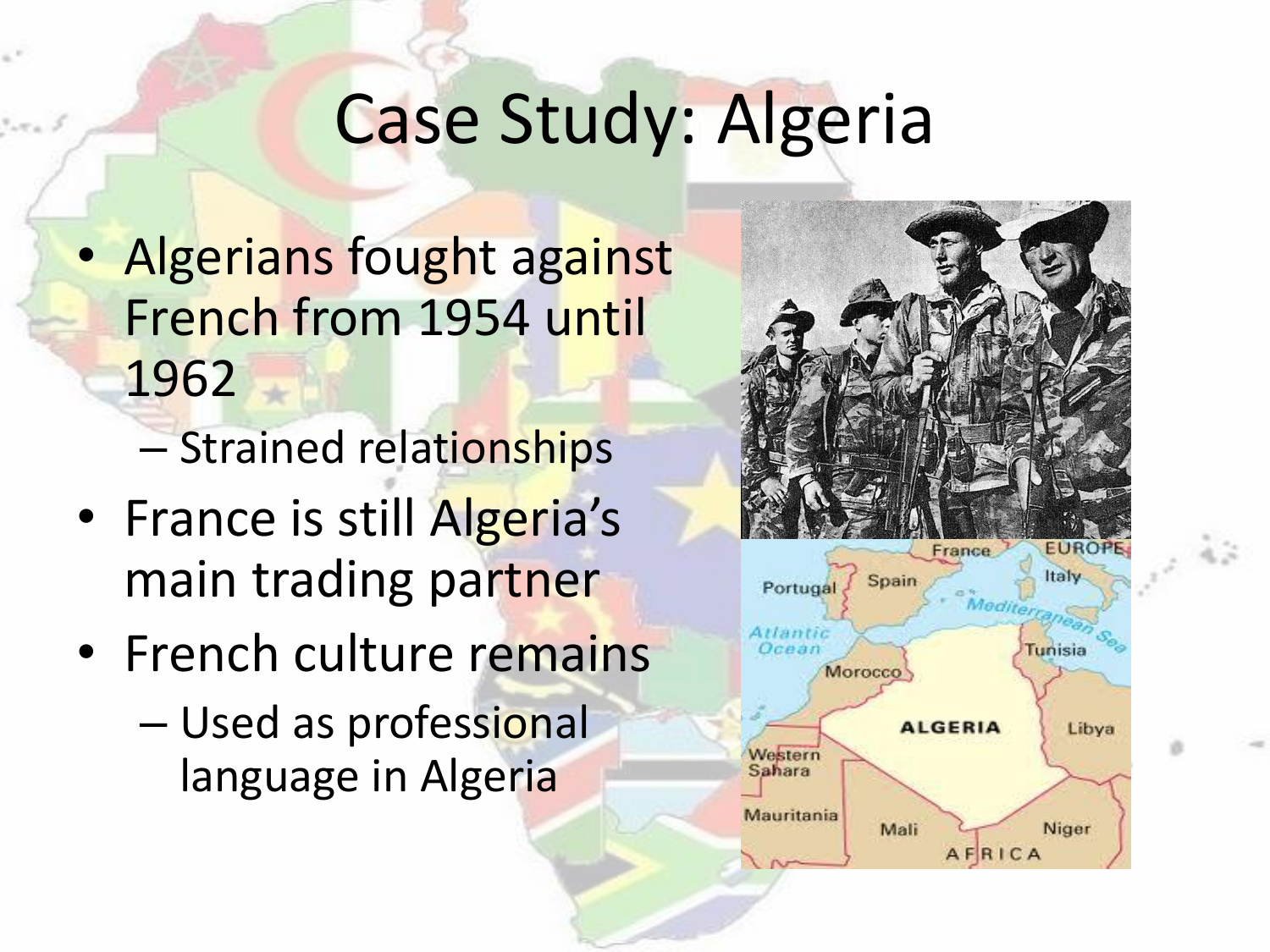# Case Study: Algeria

- Algerians fought against French from 1954 until 1962
  - Strained relationships
- France is still Algeria's main trading partner
- French culture remains
  - Used as professional language in Algeria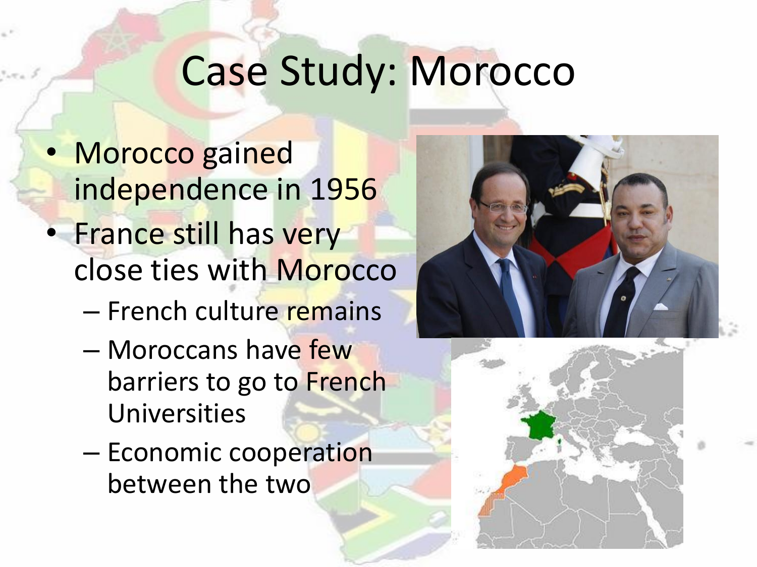# Case Study: Morocco

- Morocco gained independence in 1956
- France still has very close ties with Morocco
  - French culture remains
  - Moroccans have few barriers to go to French Universities
  - Economic cooperation between the two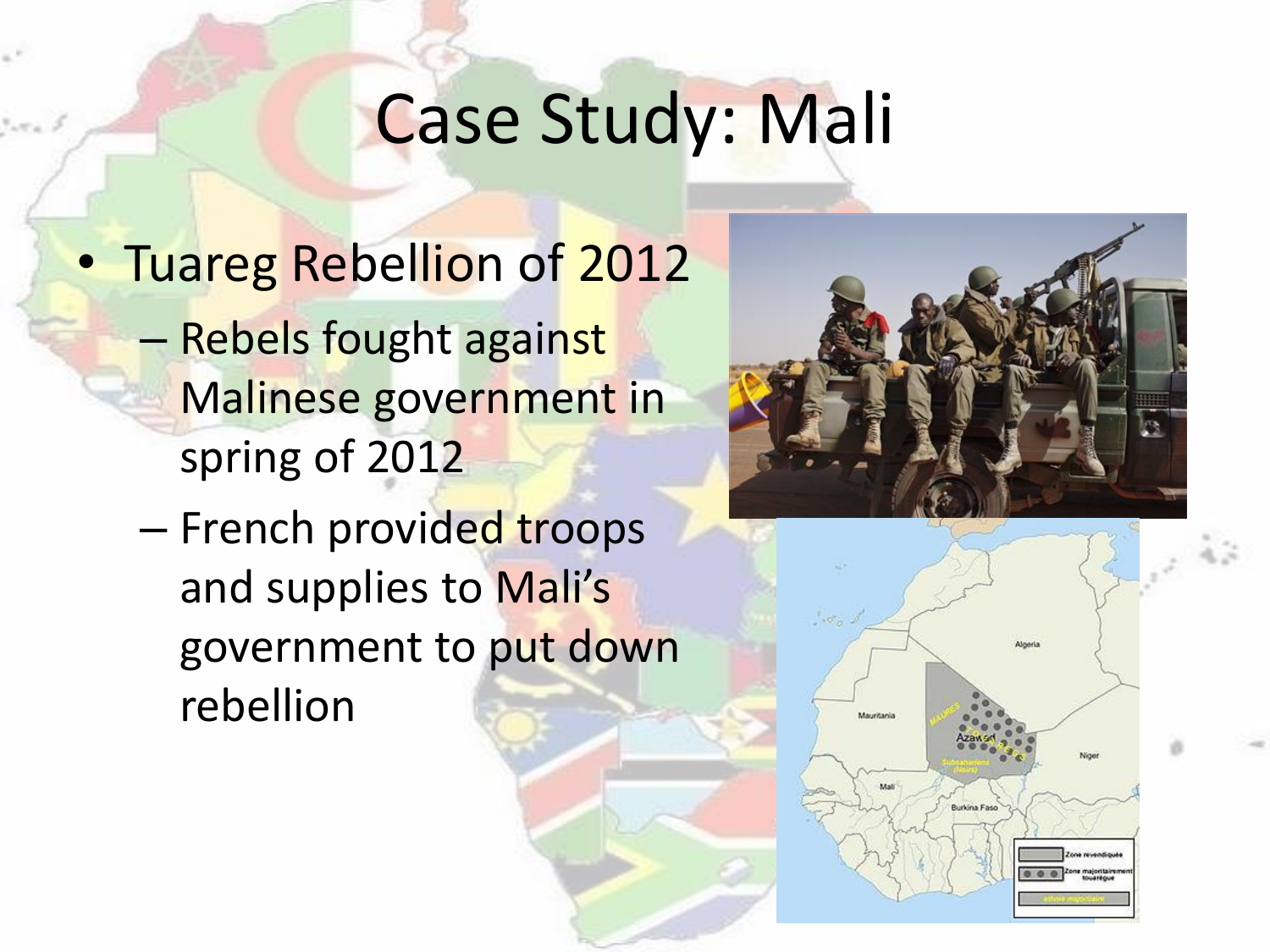# Case Study: Mali

- Tuareg Rebellion of 2012
  - Rebels fought against Malinese government in spring of 2012
  - French provided troops and supplies to Mali's government to put down rebellion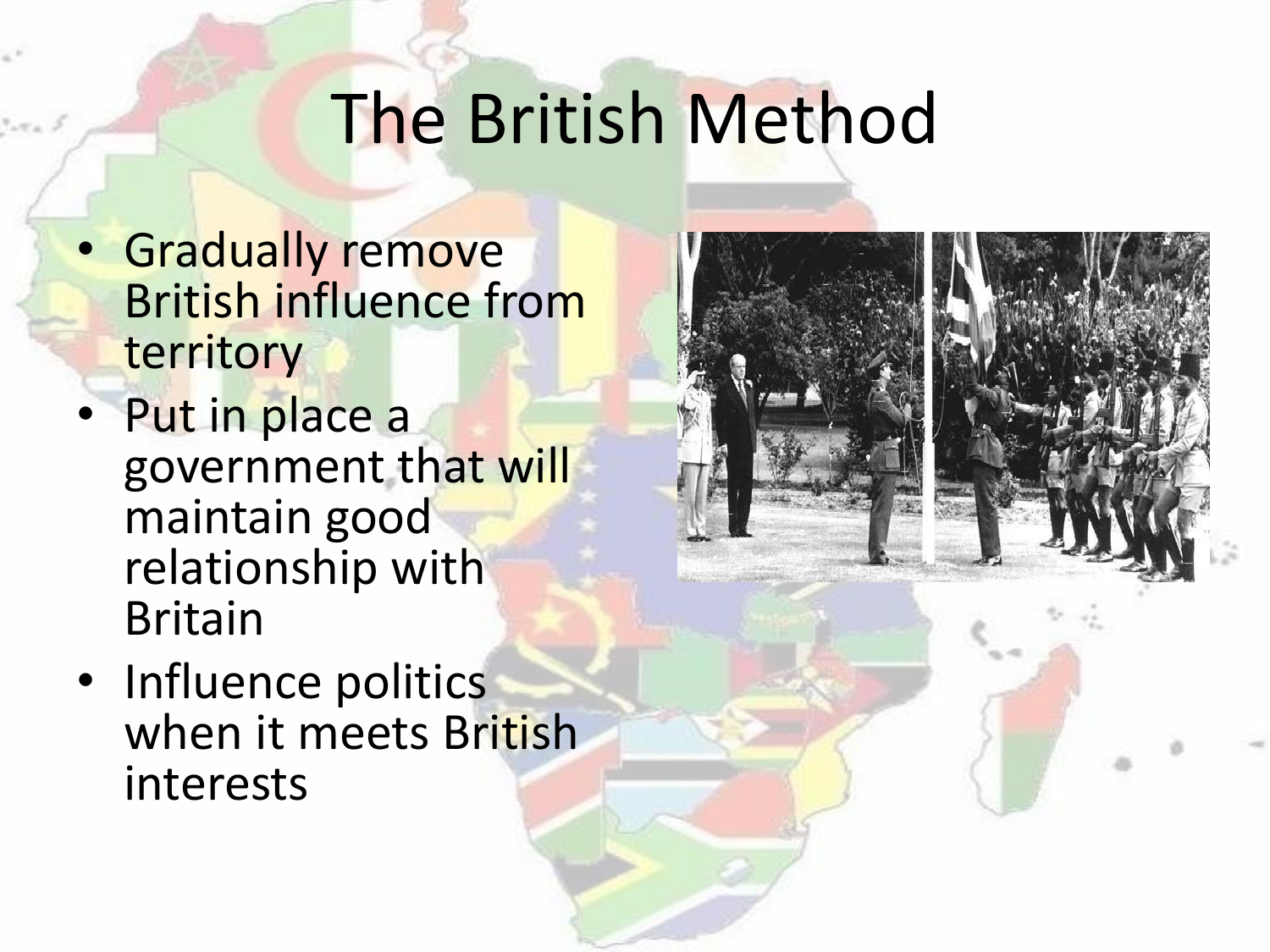# The British Method

- Gradually remove British influence from territory
- Put in place a government that will maintain good relationship with Britain
- Influence politics when it meets British interests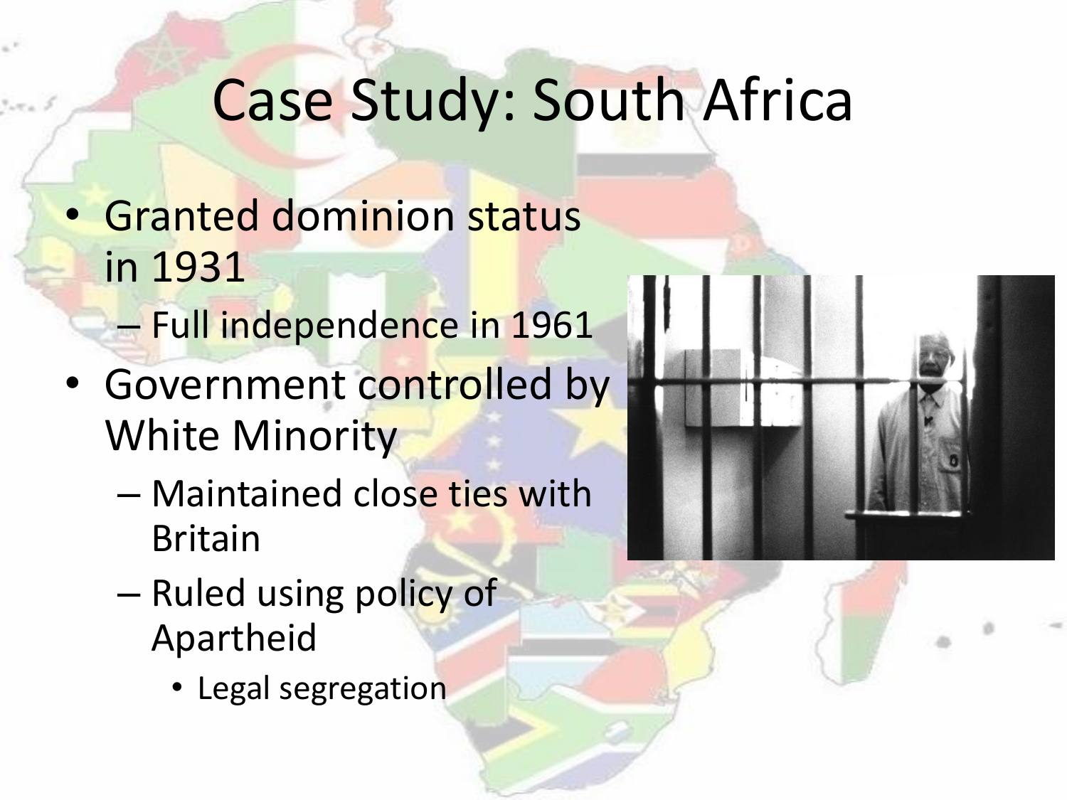# Case Study: South Africa

- Granted dominion status in 1931
  - Full independence in 1961
- Government controlled by White Minority
  - Maintained close ties with Britain
  - Ruled using policy of Apartheid
    - Legal segregation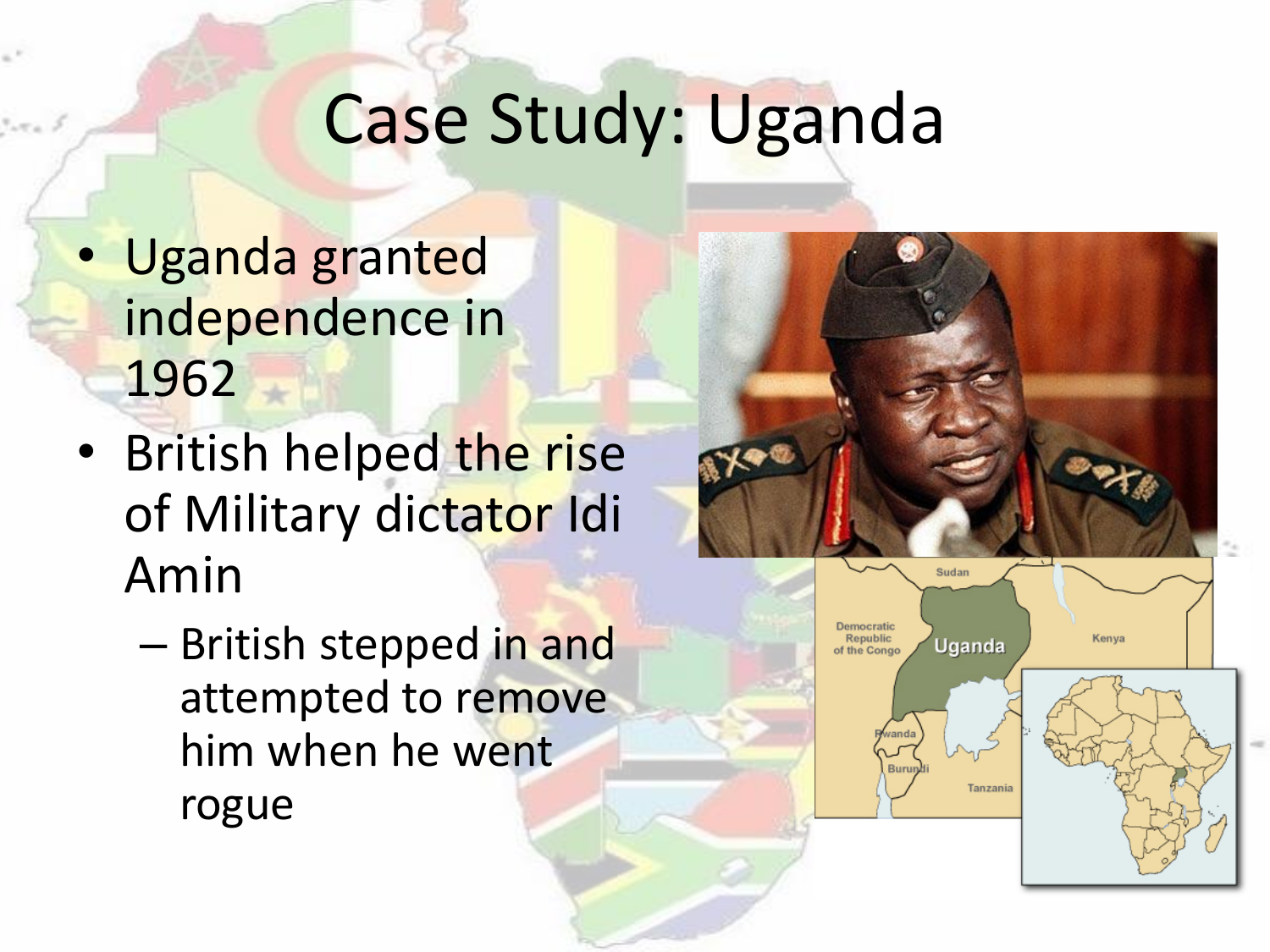# Case Study: Uganda

- Uganda granted independence in 1962
- British helped the rise of Military dictator Idi Amin
  - British stepped in and attempted to remove him when he went rogue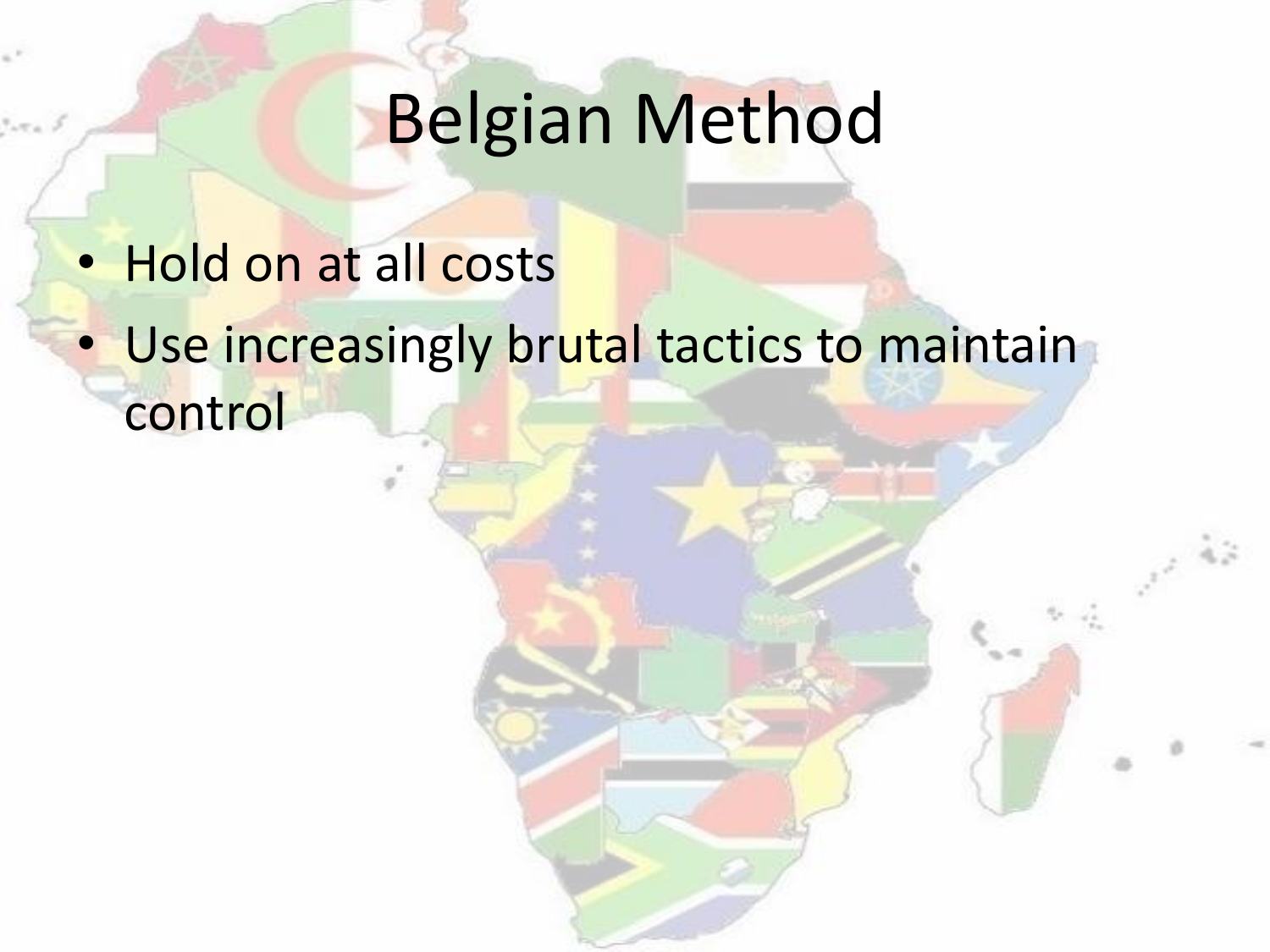# Belgian Method

- Hold on at all costs
- Use increasingly brutal tactics to maintain control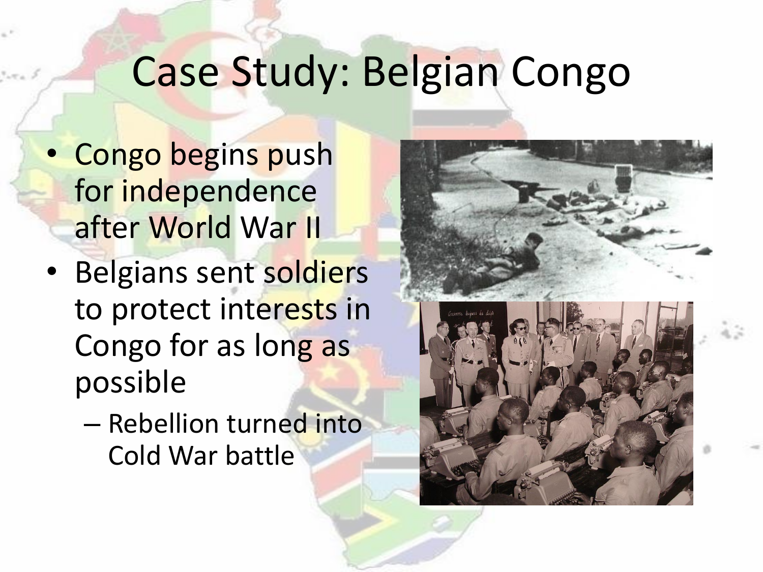# Case Study: Belgian Congo

- Congo begins push for independence after World War II
- Belgians sent soldiers to protect interests in Congo for as long as possible
  - Rebellion turned into Cold War battle